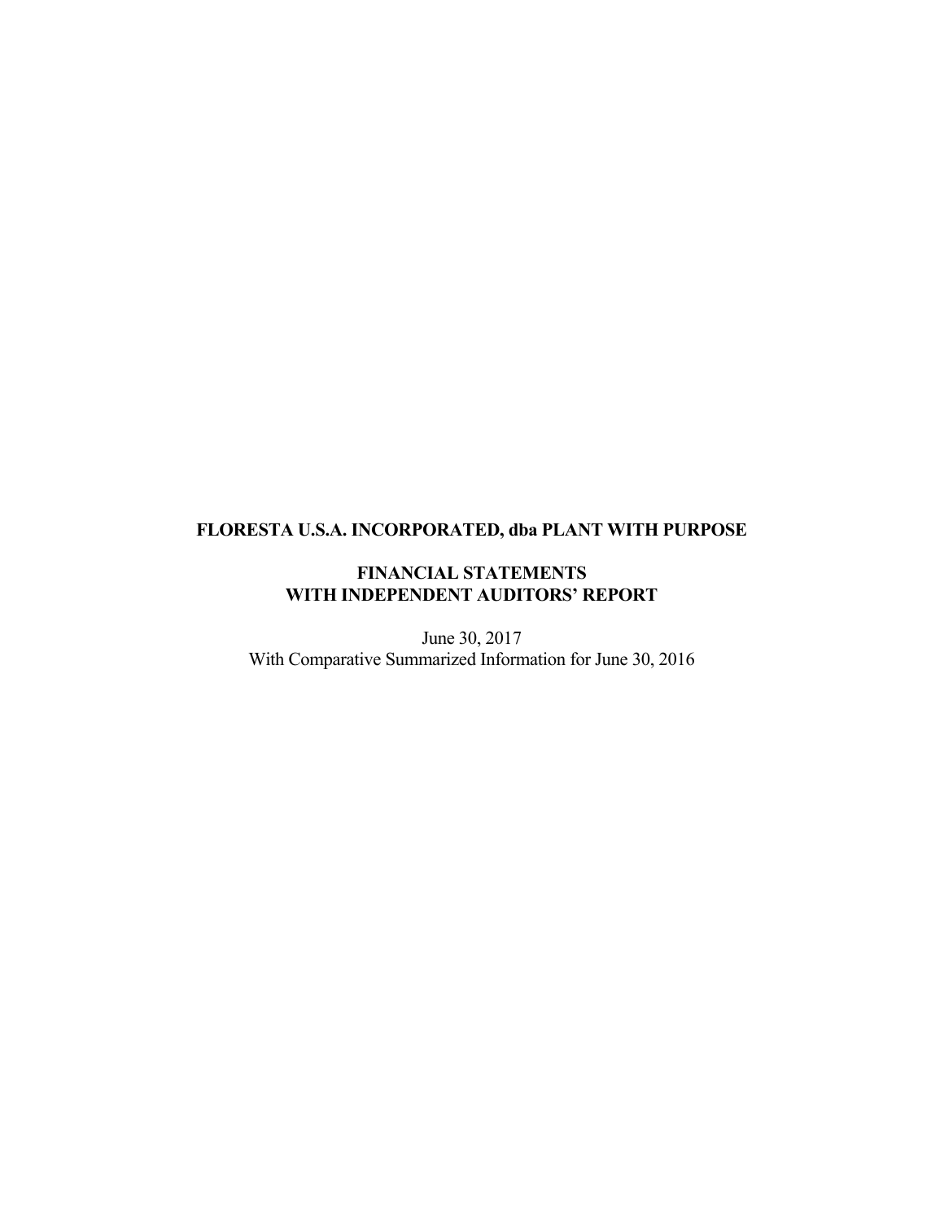**FLORESTA U.S.A. INCORPORATED, dba PLANT WITH PURPOSE**

**FINANCIAL STATEMENTS**
**WITH INDEPENDENT AUDITORS' REPORT**

June 30, 2017
With Comparative Summarized Information for June 30, 2016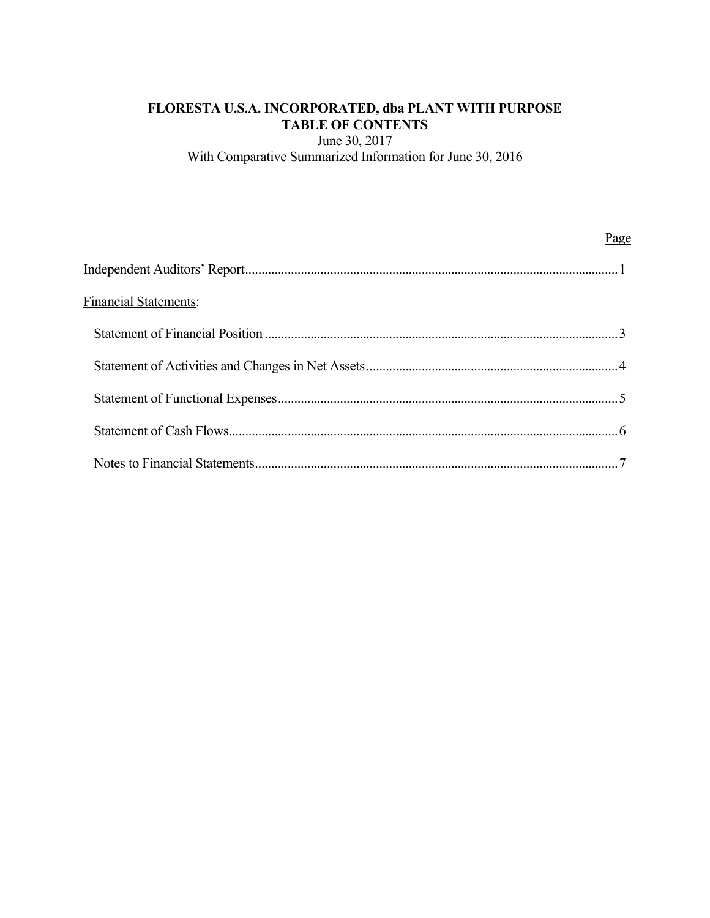# FLORESTA U.S.A. INCORPORATED, dba PLANT WITH PURPOSE
## TABLE OF CONTENTS

June 30, 2017
With Comparative Summarized Information for June 30, 2016

| | Page |
|---|---|
| Independent Auditors' Report | 1 |
| Financial Statements: | |
| Statement of Financial Position | 3 |
| Statement of Activities and Changes in Net Assets | 4 |
| Statement of Functional Expenses | 5 |
| Statement of Cash Flows | 6 |
| Notes to Financial Statements | 7 |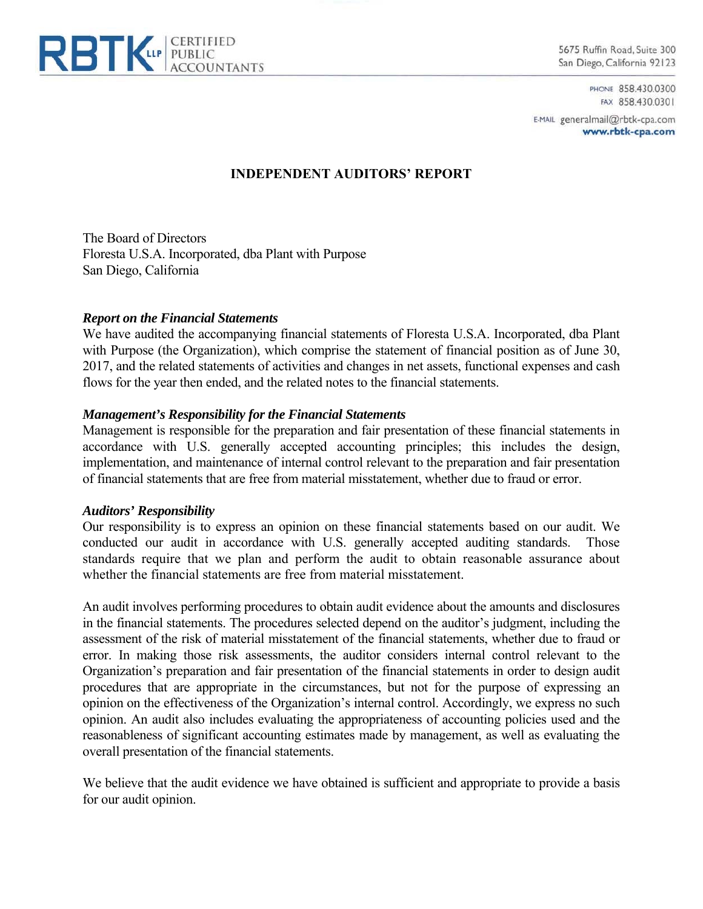RBTK LLP CERTIFIED PUBLIC ACCOUNTANTS

5675 Ruffin Road, Suite 300
San Diego, California 92123

PHONE 858.430.0300
FAX 858.430.0301

E-MAIL generalmail@rbtk-cpa.com
**www.rbtk-cpa.com**

# INDEPENDENT AUDITORS' REPORT

The Board of Directors
Floresta U.S.A. Incorporated, dba Plant with Purpose
San Diego, California

***Report on the Financial Statements***
We have audited the accompanying financial statements of Floresta U.S.A. Incorporated, dba Plant with Purpose (the Organization), which comprise the statement of financial position as of June 30, 2017, and the related statements of activities and changes in net assets, functional expenses and cash flows for the year then ended, and the related notes to the financial statements.

***Management's Responsibility for the Financial Statements***
Management is responsible for the preparation and fair presentation of these financial statements in accordance with U.S. generally accepted accounting principles; this includes the design, implementation, and maintenance of internal control relevant to the preparation and fair presentation of financial statements that are free from material misstatement, whether due to fraud or error.

***Auditors' Responsibility***
Our responsibility is to express an opinion on these financial statements based on our audit. We conducted our audit in accordance with U.S. generally accepted auditing standards. Those standards require that we plan and perform the audit to obtain reasonable assurance about whether the financial statements are free from material misstatement.

An audit involves performing procedures to obtain audit evidence about the amounts and disclosures in the financial statements. The procedures selected depend on the auditor's judgment, including the assessment of the risk of material misstatement of the financial statements, whether due to fraud or error. In making those risk assessments, the auditor considers internal control relevant to the Organization's preparation and fair presentation of the financial statements in order to design audit procedures that are appropriate in the circumstances, but not for the purpose of expressing an opinion on the effectiveness of the Organization's internal control. Accordingly, we express no such opinion. An audit also includes evaluating the appropriateness of accounting policies used and the reasonableness of significant accounting estimates made by management, as well as evaluating the overall presentation of the financial statements.

We believe that the audit evidence we have obtained is sufficient and appropriate to provide a basis for our audit opinion.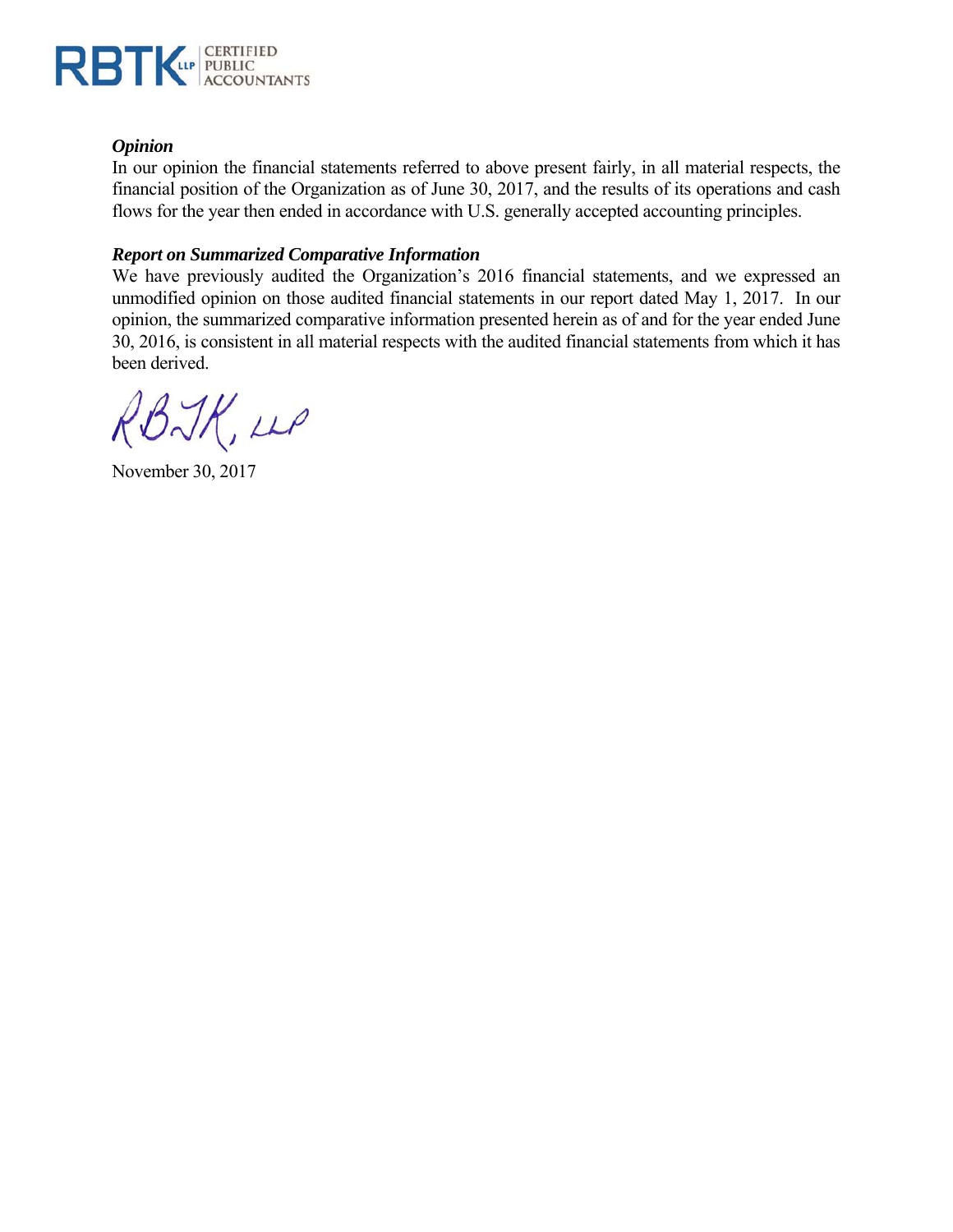### *Opinion*

In our opinion the financial statements referred to above present fairly, in all material respects, the financial position of the Organization as of June 30, 2017, and the results of its operations and cash flows for the year then ended in accordance with U.S. generally accepted accounting principles.

### *Report on Summarized Comparative Information*

We have previously audited the Organization's 2016 financial statements, and we expressed an unmodified opinion on those audited financial statements in our report dated May 1, 2017. In our opinion, the summarized comparative information presented herein as of and for the year ended June 30, 2016, is consistent in all material respects with the audited financial statements from which it has been derived.

RBTK, LLP

November 30, 2017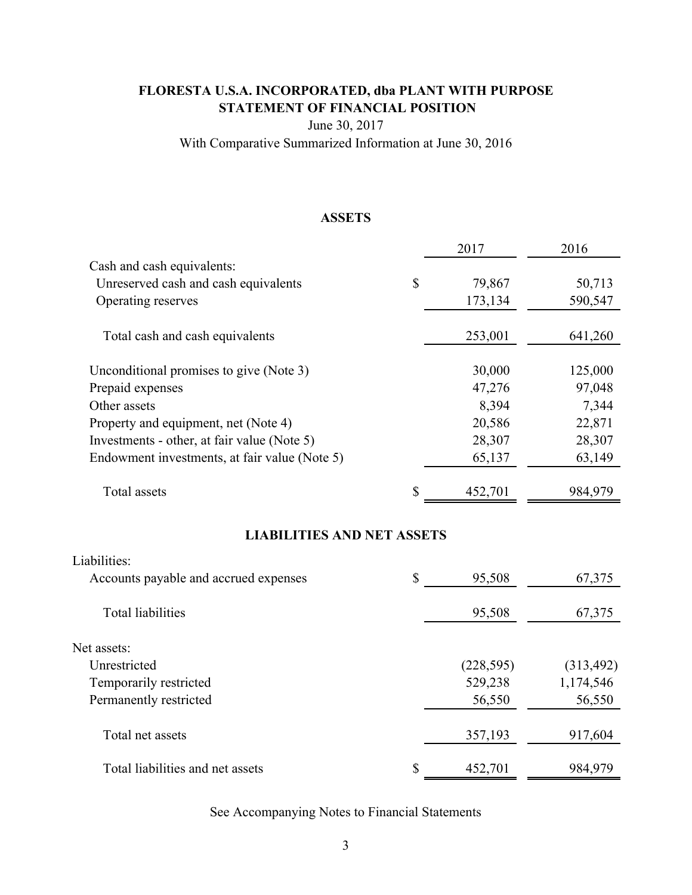# FLORESTA U.S.A. INCORPORATED, dba PLANT WITH PURPOSE
## STATEMENT OF FINANCIAL POSITION

June 30, 2017

With Comparative Summarized Information at June 30, 2016

### ASSETS

| | | 2017 | 2016 |
|---|---|---|---|
| Cash and cash equivalents: | | | |
| Unreserved cash and cash equivalents | $ | 79,867 | 50,713 |
| Operating reserves | | 173,134 | 590,547 |
| Total cash and cash equivalents | | 253,001 | 641,260 |
| Unconditional promises to give (Note 3) | | 30,000 | 125,000 |
| Prepaid expenses | | 47,276 | 97,048 |
| Other assets | | 8,394 | 7,344 |
| Property and equipment, net (Note 4) | | 20,586 | 22,871 |
| Investments - other, at fair value (Note 5) | | 28,307 | 28,307 |
| Endowment investments, at fair value (Note 5) | | 65,137 | 63,149 |
| Total assets | $ | 452,701 | 984,979 |

### LIABILITIES AND NET ASSETS

| | | 2017 | 2016 |
|---|---|---|---|
| Liabilities: | | | |
| Accounts payable and accrued expenses | $ | 95,508 | 67,375 |
| Total liabilities | | 95,508 | 67,375 |
| Net assets: | | | |
| Unrestricted | | (228,595) | (313,492) |
| Temporarily restricted | | 529,238 | 1,174,546 |
| Permanently restricted | | 56,550 | 56,550 |
| Total net assets | | 357,193 | 917,604 |
| Total liabilities and net assets | $ | 452,701 | 984,979 |

See Accompanying Notes to Financial Statements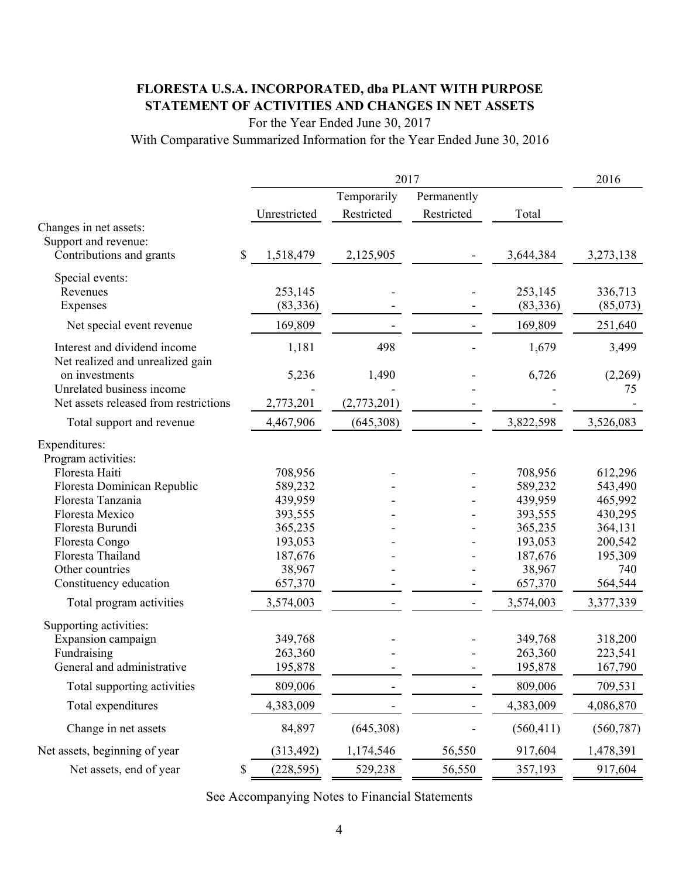# FLORESTA U.S.A. INCORPORATED, dba PLANT WITH PURPOSE
## STATEMENT OF ACTIVITIES AND CHANGES IN NET ASSETS

For the Year Ended June 30, 2017

With Comparative Summarized Information for the Year Ended June 30, 2016

| | 2017 | | | | 2016 |
|---|---|---|---|---|---|
| | Unrestricted | Temporarily Restricted | Permanently Restricted | Total | |
| Changes in net assets: | | | | | |
| Support and revenue: | | | | | |
| Contributions and grants | $ 1,518,479 | 2,125,905 | - | 3,644,384 | 3,273,138 |
| Special events: | | | | | |
| Revenues | 253,145 | - | - | 253,145 | 336,713 |
| Expenses | (83,336) | - | - | (83,336) | (85,073) |
| Net special event revenue | 169,809 | - | - | 169,809 | 251,640 |
| Interest and dividend income | 1,181 | 498 | - | 1,679 | 3,499 |
| Net realized and unrealized gain on investments | 5,236 | 1,490 | - | 6,726 | (2,269) |
| Unrelated business income | - | - | - | - | 75 |
| Net assets released from restrictions | 2,773,201 | (2,773,201) | - | - | - |
| Total support and revenue | 4,467,906 | (645,308) | - | 3,822,598 | 3,526,083 |
| Expenditures: | | | | | |
| Program activities: | | | | | |
| Floresta Haiti | 708,956 | - | - | 708,956 | 612,296 |
| Floresta Dominican Republic | 589,232 | - | - | 589,232 | 543,490 |
| Floresta Tanzania | 439,959 | - | - | 439,959 | 465,992 |
| Floresta Mexico | 393,555 | - | - | 393,555 | 430,295 |
| Floresta Burundi | 365,235 | - | - | 365,235 | 364,131 |
| Floresta Congo | 193,053 | - | - | 193,053 | 200,542 |
| Floresta Thailand | 187,676 | - | - | 187,676 | 195,309 |
| Other countries | 38,967 | - | - | 38,967 | 740 |
| Constituency education | 657,370 | - | - | 657,370 | 564,544 |
| Total program activities | 3,574,003 | - | - | 3,574,003 | 3,377,339 |
| Supporting activities: | | | | | |
| Expansion campaign | 349,768 | - | - | 349,768 | 318,200 |
| Fundraising | 263,360 | - | - | 263,360 | 223,541 |
| General and administrative | 195,878 | - | - | 195,878 | 167,790 |
| Total supporting activities | 809,006 | - | - | 809,006 | 709,531 |
| Total expenditures | 4,383,009 | - | - | 4,383,009 | 4,086,870 |
| Change in net assets | 84,897 | (645,308) | - | (560,411) | (560,787) |
| Net assets, beginning of year | (313,492) | 1,174,546 | 56,550 | 917,604 | 1,478,391 |
| Net assets, end of year | $ (228,595) | 529,238 | 56,550 | 357,193 | 917,604 |

See Accompanying Notes to Financial Statements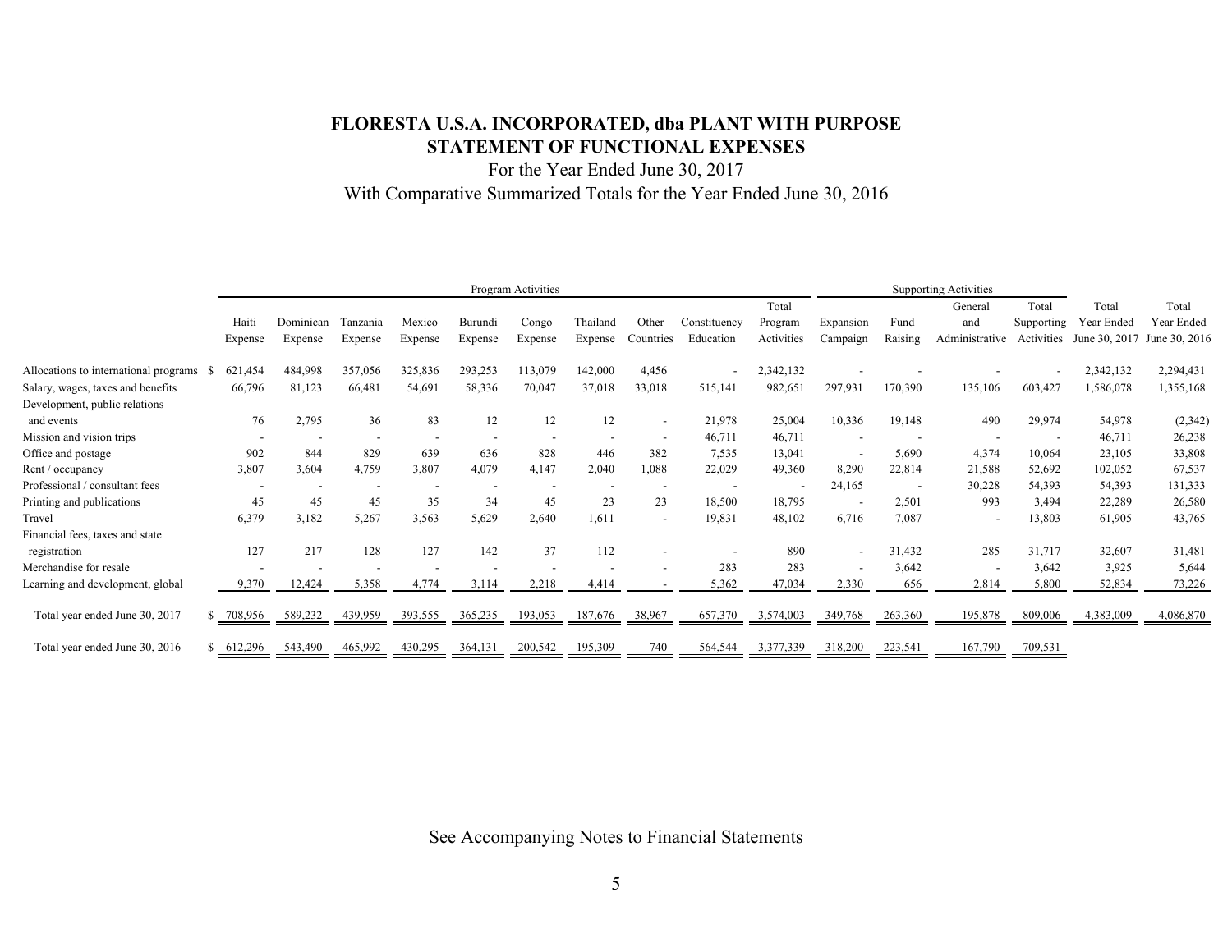# FLORESTA U.S.A. INCORPORATED, dba PLANT WITH PURPOSE
## STATEMENT OF FUNCTIONAL EXPENSES

For the Year Ended June 30, 2017

With Comparative Summarized Totals for the Year Ended June 30, 2016

| | Program Activities | | | | | | | | | | Supporting Activities | | | | | |
|---|---|---|---|---|---|---|---|---|---|---|---|---|---|---|---|---|
| | Haiti Expense | Dominican Expense | Tanzania Expense | Mexico Expense | Burundi Expense | Congo Expense | Thailand Expense | Other Countries | Constituency Education | Total Program Activities | Expansion Campaign | Fund Raising | General and Administrative | Total Supporting Activities | Total Year Ended June 30, 2017 | Total Year Ended June 30, 2016 |
| Allocations to international programs | $ 621,454 | 484,998 | 357,056 | 325,836 | 293,253 | 113,079 | 142,000 | 4,456 | - | 2,342,132 | - | - | - | - | 2,342,132 | 2,294,431 |
| Salary, wages, taxes and benefits | 66,796 | 81,123 | 66,481 | 54,691 | 58,336 | 70,047 | 37,018 | 33,018 | 515,141 | 982,651 | 297,931 | 170,390 | 135,106 | 603,427 | 1,586,078 | 1,355,168 |
| Development, public relations and events | 76 | 2,795 | 36 | 83 | 12 | 12 | 12 | - | 21,978 | 25,004 | 10,336 | 19,148 | 490 | 29,974 | 54,978 | (2,342) |
| Mission and vision trips | - | - | - | - | - | - | - | - | 46,711 | 46,711 | - | - | - | - | 46,711 | 26,238 |
| Office and postage | 902 | 844 | 829 | 639 | 636 | 828 | 446 | 382 | 7,535 | 13,041 | - | 5,690 | 4,374 | 10,064 | 23,105 | 33,808 |
| Rent / occupancy | 3,807 | 3,604 | 4,759 | 3,807 | 4,079 | 4,147 | 2,040 | 1,088 | 22,029 | 49,360 | 8,290 | 22,814 | 21,588 | 52,692 | 102,052 | 67,537 |
| Professional / consultant fees | - | - | - | - | - | - | - | - | - | - | 24,165 | - | 30,228 | 54,393 | 54,393 | 131,333 |
| Printing and publications | 45 | 45 | 45 | 35 | 34 | 45 | 23 | 23 | 18,500 | 18,795 | - | 2,501 | 993 | 3,494 | 22,289 | 26,580 |
| Travel | 6,379 | 3,182 | 5,267 | 3,563 | 5,629 | 2,640 | 1,611 | - | 19,831 | 48,102 | 6,716 | 7,087 | - | 13,803 | 61,905 | 43,765 |
| Financial fees, taxes and state registration | 127 | 217 | 128 | 127 | 142 | 37 | 112 | - | - | 890 | - | 31,432 | 285 | 31,717 | 32,607 | 31,481 |
| Merchandise for resale | - | - | - | - | - | - | - | - | 283 | 283 | - | 3,642 | - | 3,642 | 3,925 | 5,644 |
| Learning and development, global | 9,370 | 12,424 | 5,358 | 4,774 | 3,114 | 2,218 | 4,414 | - | 5,362 | 47,034 | 2,330 | 656 | 2,814 | 5,800 | 52,834 | 73,226 |
| Total year ended June 30, 2017 | $ 708,956 | 589,232 | 439,959 | 393,555 | 365,235 | 193,053 | 187,676 | 38,967 | 657,370 | 3,574,003 | 349,768 | 263,360 | 195,878 | 809,006 | 4,383,009 | 4,086,870 |
| Total year ended June 30, 2016 | $ 612,296 | 543,490 | 465,992 | 430,295 | 364,131 | 200,542 | 195,309 | 740 | 564,544 | 3,377,339 | 318,200 | 223,541 | 167,790 | 709,531 | | |

See Accompanying Notes to Financial Statements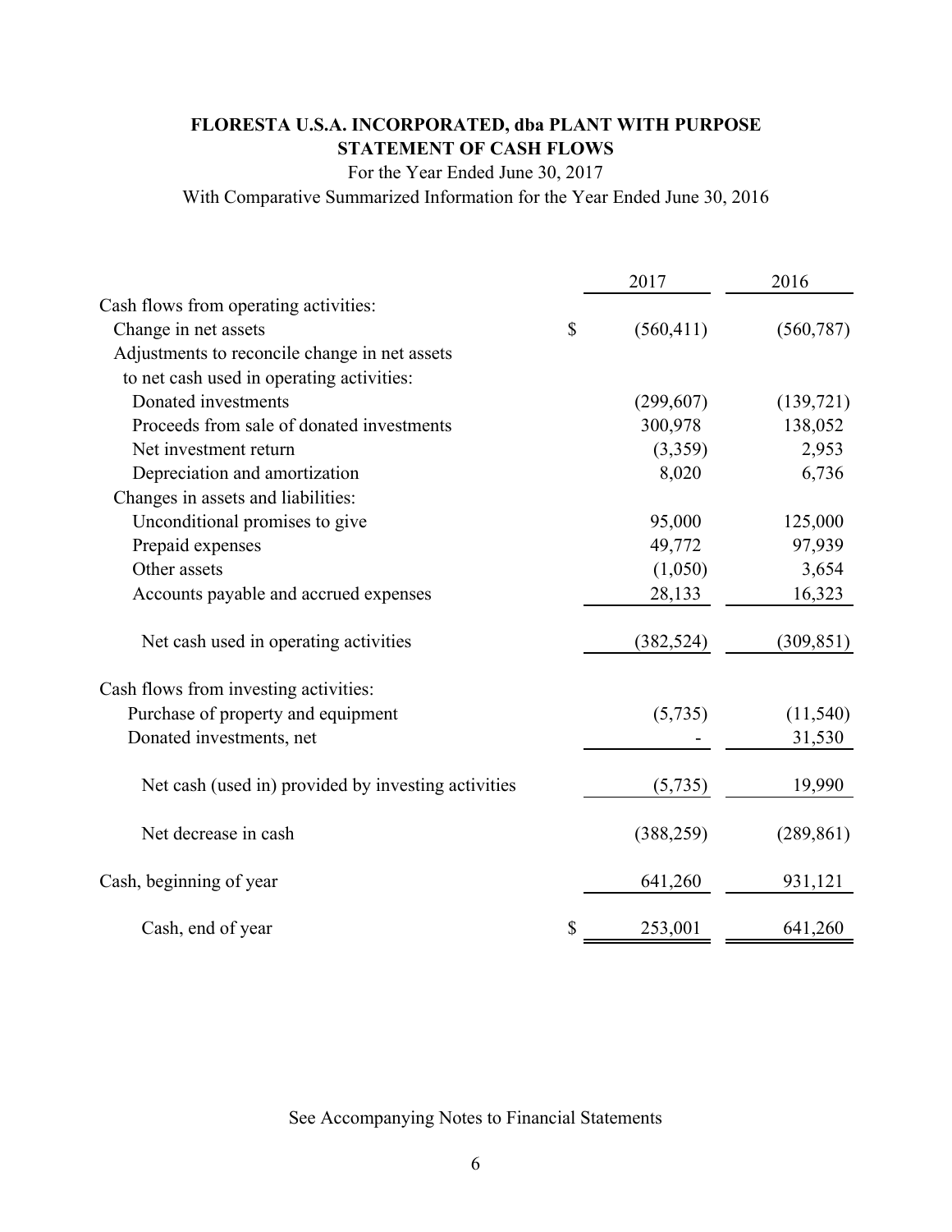# FLORESTA U.S.A. INCORPORATED, dba PLANT WITH PURPOSE
## STATEMENT OF CASH FLOWS

For the Year Ended June 30, 2017

With Comparative Summarized Information for the Year Ended June 30, 2016

| | 2017 | 2016 |
|---|---|---|
| Cash flows from operating activities: | | |
| Change in net assets | $ (560,411) | (560,787) |
| Adjustments to reconcile change in net assets to net cash used in operating activities: | | |
| Donated investments | (299,607) | (139,721) |
| Proceeds from sale of donated investments | 300,978 | 138,052 |
| Net investment return | (3,359) | 2,953 |
| Depreciation and amortization | 8,020 | 6,736 |
| Changes in assets and liabilities: | | |
| Unconditional promises to give | 95,000 | 125,000 |
| Prepaid expenses | 49,772 | 97,939 |
| Other assets | (1,050) | 3,654 |
| Accounts payable and accrued expenses | 28,133 | 16,323 |
| Net cash used in operating activities | (382,524) | (309,851) |
| Cash flows from investing activities: | | |
| Purchase of property and equipment | (5,735) | (11,540) |
| Donated investments, net | - | 31,530 |
| Net cash (used in) provided by investing activities | (5,735) | 19,990 |
| Net decrease in cash | (388,259) | (289,861) |
| Cash, beginning of year | 641,260 | 931,121 |
| Cash, end of year | $ 253,001 | 641,260 |

See Accompanying Notes to Financial Statements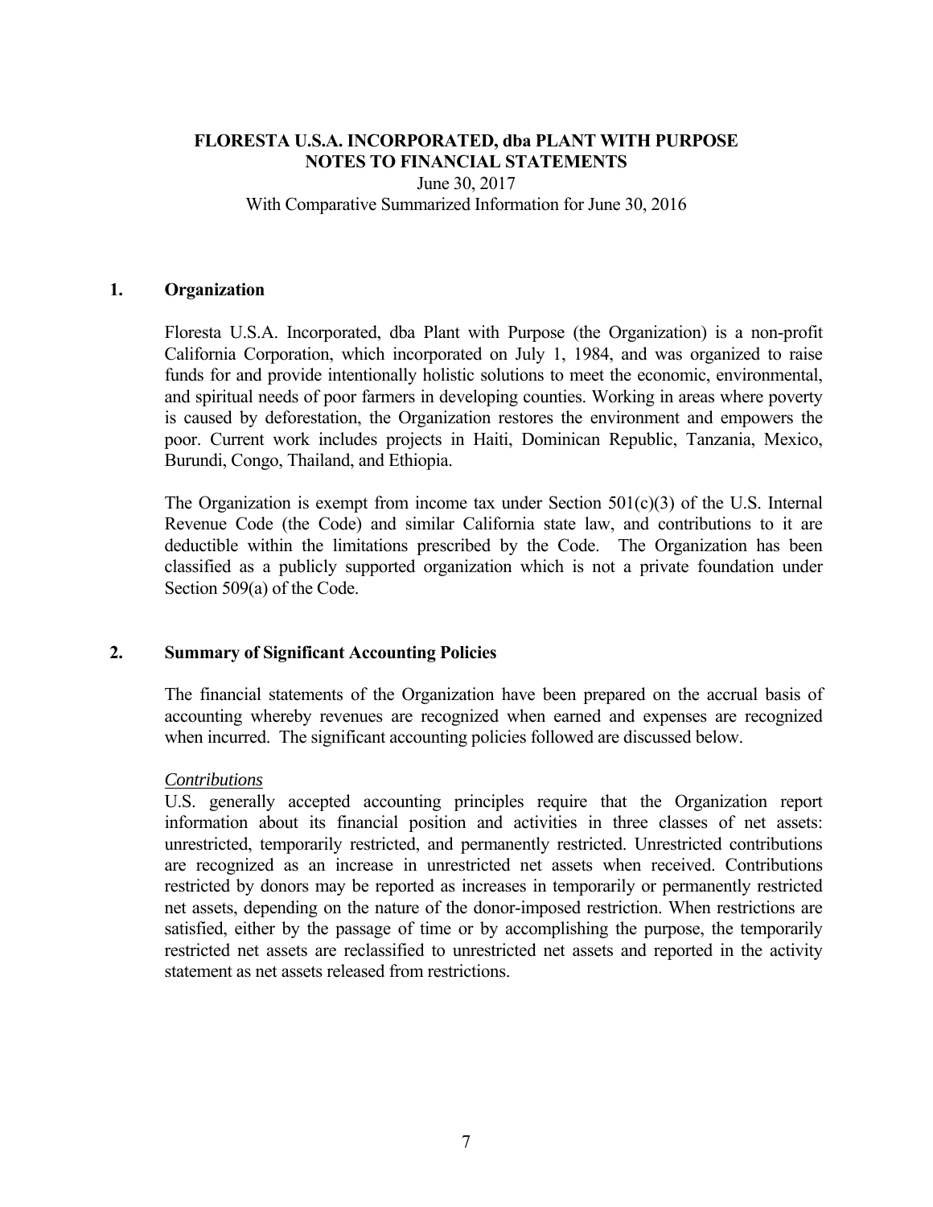**FLORESTA U.S.A. INCORPORATED, dba PLANT WITH PURPOSE**
**NOTES TO FINANCIAL STATEMENTS**
June 30, 2017
With Comparative Summarized Information for June 30, 2016

## 1. Organization

Floresta U.S.A. Incorporated, dba Plant with Purpose (the Organization) is a non-profit California Corporation, which incorporated on July 1, 1984, and was organized to raise funds for and provide intentionally holistic solutions to meet the economic, environmental, and spiritual needs of poor farmers in developing counties. Working in areas where poverty is caused by deforestation, the Organization restores the environment and empowers the poor. Current work includes projects in Haiti, Dominican Republic, Tanzania, Mexico, Burundi, Congo, Thailand, and Ethiopia.

The Organization is exempt from income tax under Section 501(c)(3) of the U.S. Internal Revenue Code (the Code) and similar California state law, and contributions to it are deductible within the limitations prescribed by the Code. The Organization has been classified as a publicly supported organization which is not a private foundation under Section 509(a) of the Code.

## 2. Summary of Significant Accounting Policies

The financial statements of the Organization have been prepared on the accrual basis of accounting whereby revenues are recognized when earned and expenses are recognized when incurred. The significant accounting policies followed are discussed below.

*Contributions*
U.S. generally accepted accounting principles require that the Organization report information about its financial position and activities in three classes of net assets: unrestricted, temporarily restricted, and permanently restricted. Unrestricted contributions are recognized as an increase in unrestricted net assets when received. Contributions restricted by donors may be reported as increases in temporarily or permanently restricted net assets, depending on the nature of the donor-imposed restriction. When restrictions are satisfied, either by the passage of time or by accomplishing the purpose, the temporarily restricted net assets are reclassified to unrestricted net assets and reported in the activity statement as net assets released from restrictions.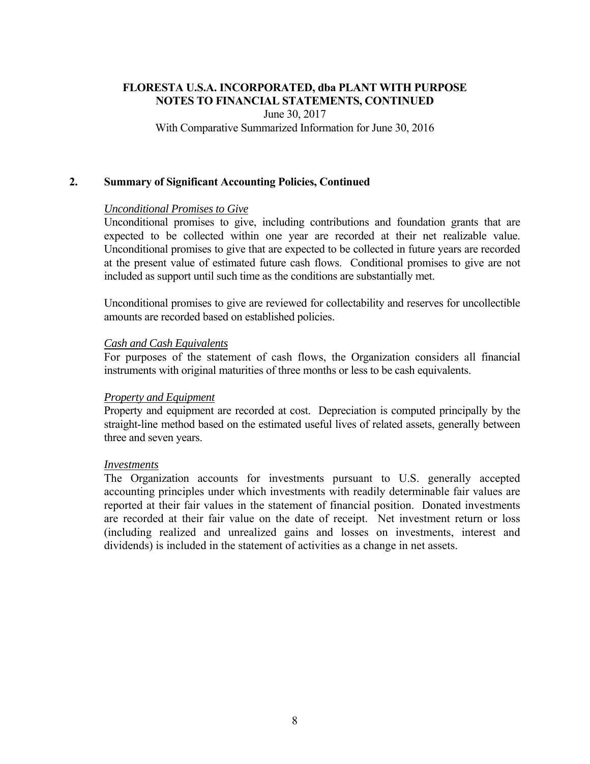# FLORESTA U.S.A. INCORPORATED, dba PLANT WITH PURPOSE
# NOTES TO FINANCIAL STATEMENTS, CONTINUED

June 30, 2017

With Comparative Summarized Information for June 30, 2016

## 2. Summary of Significant Accounting Policies, Continued

*Unconditional Promises to Give*

Unconditional promises to give, including contributions and foundation grants that are expected to be collected within one year are recorded at their net realizable value. Unconditional promises to give that are expected to be collected in future years are recorded at the present value of estimated future cash flows. Conditional promises to give are not included as support until such time as the conditions are substantially met.

Unconditional promises to give are reviewed for collectability and reserves for uncollectible amounts are recorded based on established policies.

*Cash and Cash Equivalents*

For purposes of the statement of cash flows, the Organization considers all financial instruments with original maturities of three months or less to be cash equivalents.

*Property and Equipment*

Property and equipment are recorded at cost. Depreciation is computed principally by the straight-line method based on the estimated useful lives of related assets, generally between three and seven years.

*Investments*

The Organization accounts for investments pursuant to U.S. generally accepted accounting principles under which investments with readily determinable fair values are reported at their fair values in the statement of financial position. Donated investments are recorded at their fair value on the date of receipt. Net investment return or loss (including realized and unrealized gains and losses on investments, interest and dividends) is included in the statement of activities as a change in net assets.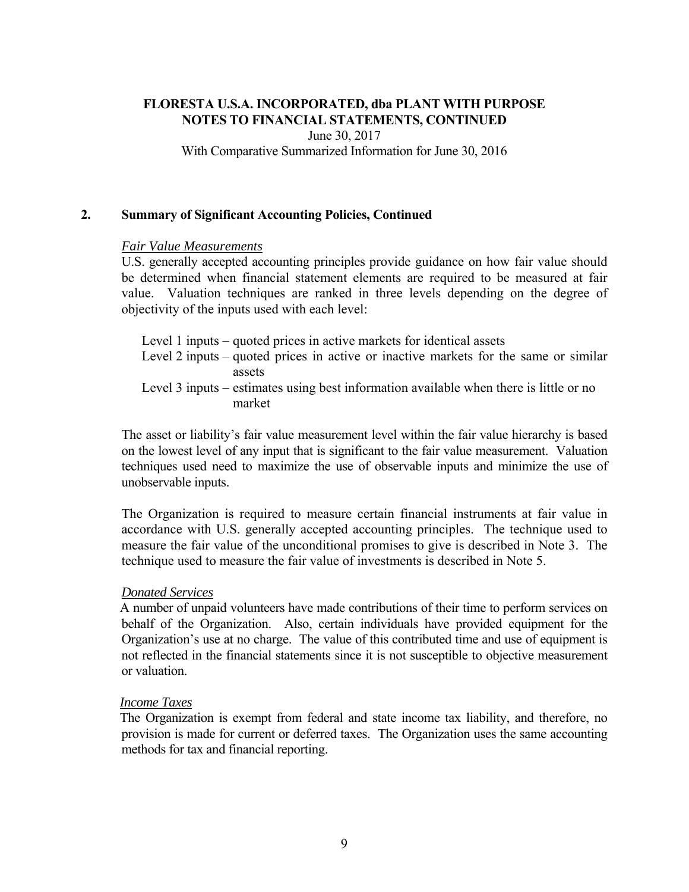## 2. Summary of Significant Accounting Policies, Continued

*Fair Value Measurements*

U.S. generally accepted accounting principles provide guidance on how fair value should be determined when financial statement elements are required to be measured at fair value. Valuation techniques are ranked in three levels depending on the degree of objectivity of the inputs used with each level:

- Level 1 inputs – quoted prices in active markets for identical assets
- Level 2 inputs – quoted prices in active or inactive markets for the same or similar assets
- Level 3 inputs – estimates using best information available when there is little or no market

The asset or liability's fair value measurement level within the fair value hierarchy is based on the lowest level of any input that is significant to the fair value measurement. Valuation techniques used need to maximize the use of observable inputs and minimize the use of unobservable inputs.

The Organization is required to measure certain financial instruments at fair value in accordance with U.S. generally accepted accounting principles. The technique used to measure the fair value of the unconditional promises to give is described in Note 3. The technique used to measure the fair value of investments is described in Note 5.

*Donated Services*

A number of unpaid volunteers have made contributions of their time to perform services on behalf of the Organization. Also, certain individuals have provided equipment for the Organization's use at no charge. The value of this contributed time and use of equipment is not reflected in the financial statements since it is not susceptible to objective measurement or valuation.

*Income Taxes*

The Organization is exempt from federal and state income tax liability, and therefore, no provision is made for current or deferred taxes. The Organization uses the same accounting methods for tax and financial reporting.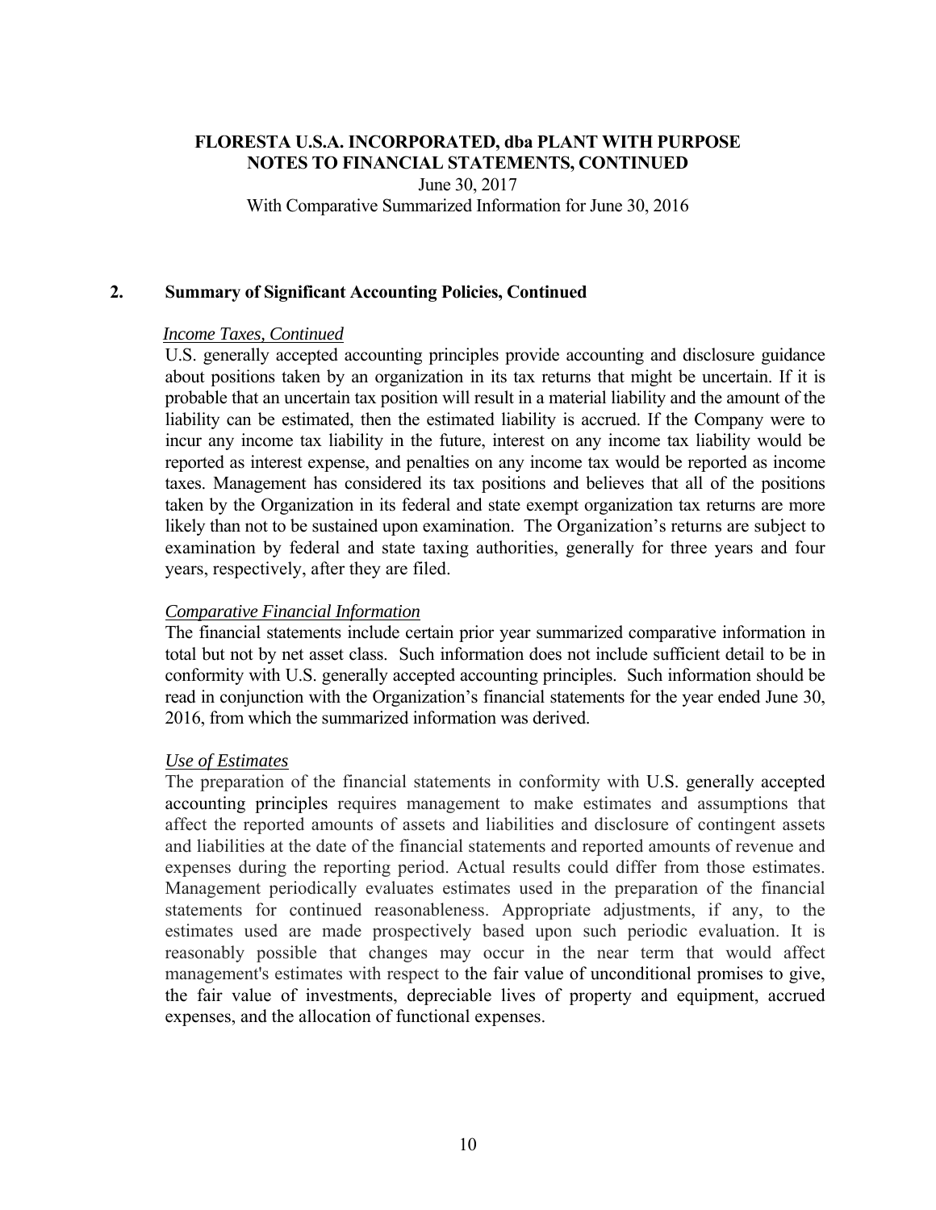## 2. Summary of Significant Accounting Policies, Continued

*Income Taxes, Continued*

U.S. generally accepted accounting principles provide accounting and disclosure guidance about positions taken by an organization in its tax returns that might be uncertain. If it is probable that an uncertain tax position will result in a material liability and the amount of the liability can be estimated, then the estimated liability is accrued. If the Company were to incur any income tax liability in the future, interest on any income tax liability would be reported as interest expense, and penalties on any income tax would be reported as income taxes. Management has considered its tax positions and believes that all of the positions taken by the Organization in its federal and state exempt organization tax returns are more likely than not to be sustained upon examination. The Organization's returns are subject to examination by federal and state taxing authorities, generally for three years and four years, respectively, after they are filed.

*Comparative Financial Information*

The financial statements include certain prior year summarized comparative information in total but not by net asset class. Such information does not include sufficient detail to be in conformity with U.S. generally accepted accounting principles. Such information should be read in conjunction with the Organization's financial statements for the year ended June 30, 2016, from which the summarized information was derived.

*Use of Estimates*

The preparation of the financial statements in conformity with U.S. generally accepted accounting principles requires management to make estimates and assumptions that affect the reported amounts of assets and liabilities and disclosure of contingent assets and liabilities at the date of the financial statements and reported amounts of revenue and expenses during the reporting period. Actual results could differ from those estimates. Management periodically evaluates estimates used in the preparation of the financial statements for continued reasonableness. Appropriate adjustments, if any, to the estimates used are made prospectively based upon such periodic evaluation. It is reasonably possible that changes may occur in the near term that would affect management's estimates with respect to the fair value of unconditional promises to give, the fair value of investments, depreciable lives of property and equipment, accrued expenses, and the allocation of functional expenses.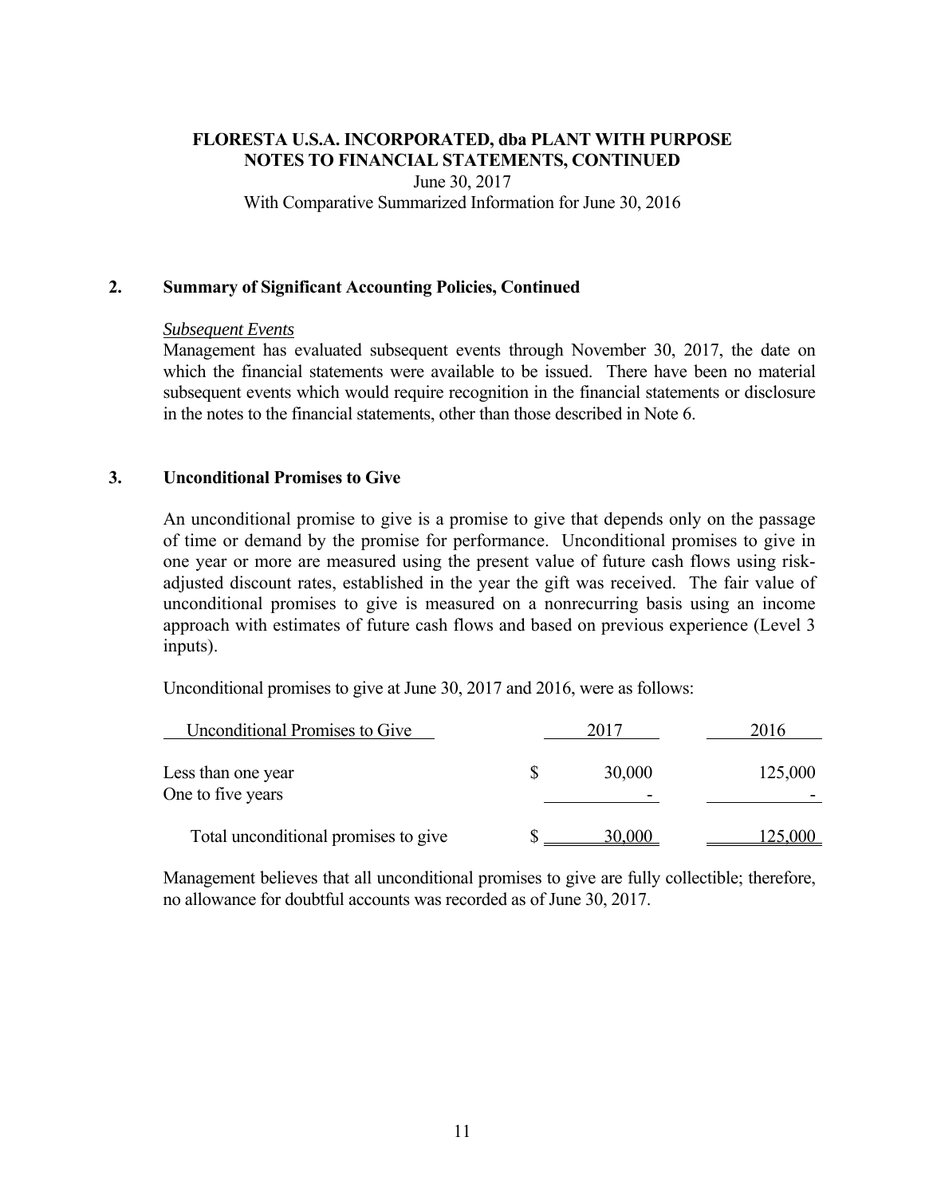# FLORESTA U.S.A. INCORPORATED, dba PLANT WITH PURPOSE
## NOTES TO FINANCIAL STATEMENTS, CONTINUED
June 30, 2017
With Comparative Summarized Information for June 30, 2016

## 2. Summary of Significant Accounting Policies, Continued

*Subsequent Events*

Management has evaluated subsequent events through November 30, 2017, the date on which the financial statements were available to be issued. There have been no material subsequent events which would require recognition in the financial statements or disclosure in the notes to the financial statements, other than those described in Note 6.

## 3. Unconditional Promises to Give

An unconditional promise to give is a promise to give that depends only on the passage of time or demand by the promise for performance. Unconditional promises to give in one year or more are measured using the present value of future cash flows using risk-adjusted discount rates, established in the year the gift was received. The fair value of unconditional promises to give is measured on a nonrecurring basis using an income approach with estimates of future cash flows and based on previous experience (Level 3 inputs).

Unconditional promises to give at June 30, 2017 and 2016, were as follows:

| Unconditional Promises to Give | 2017 | 2016 |
|---|---|---|
| Less than one year | $ 30,000 | 125,000 |
| One to five years | - | - |
| Total unconditional promises to give | $ 30,000 | 125,000 |

Management believes that all unconditional promises to give are fully collectible; therefore, no allowance for doubtful accounts was recorded as of June 30, 2017.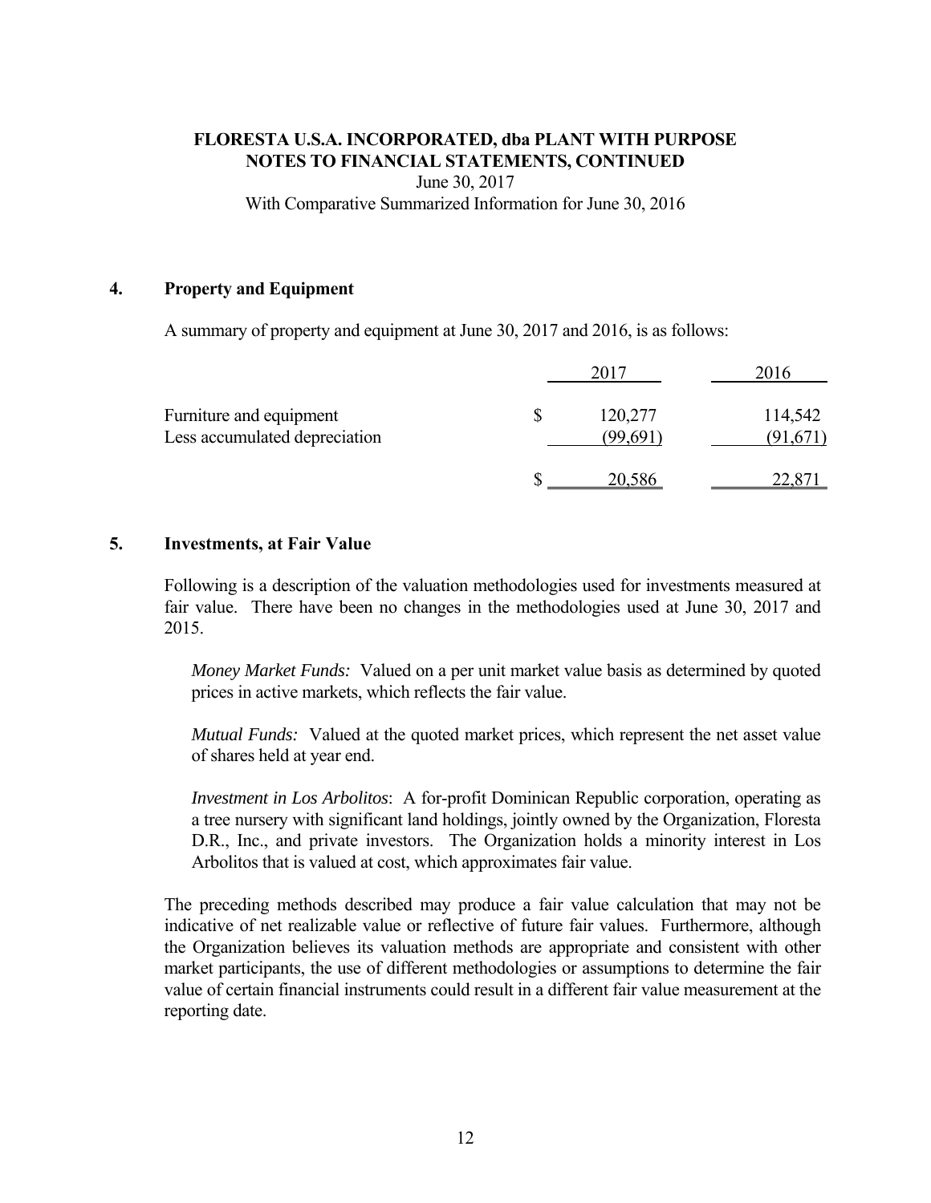**FLORESTA U.S.A. INCORPORATED, dba PLANT WITH PURPOSE**
**NOTES TO FINANCIAL STATEMENTS, CONTINUED**
June 30, 2017
With Comparative Summarized Information for June 30, 2016

## 4. Property and Equipment

A summary of property and equipment at June 30, 2017 and 2016, is as follows:

| | 2017 | 2016 |
|---|---|---|
| Furniture and equipment | $ 120,277 | 114,542 |
| Less accumulated depreciation | (99,691) | (91,671) |
| | $ 20,586 | 22,871 |

## 5. Investments, at Fair Value

Following is a description of the valuation methodologies used for investments measured at fair value. There have been no changes in the methodologies used at June 30, 2017 and 2015.

*Money Market Funds:* Valued on a per unit market value basis as determined by quoted prices in active markets, which reflects the fair value.

*Mutual Funds:* Valued at the quoted market prices, which represent the net asset value of shares held at year end.

*Investment in Los Arbolitos*: A for-profit Dominican Republic corporation, operating as a tree nursery with significant land holdings, jointly owned by the Organization, Floresta D.R., Inc., and private investors. The Organization holds a minority interest in Los Arbolitos that is valued at cost, which approximates fair value.

The preceding methods described may produce a fair value calculation that may not be indicative of net realizable value or reflective of future fair values. Furthermore, although the Organization believes its valuation methods are appropriate and consistent with other market participants, the use of different methodologies or assumptions to determine the fair value of certain financial instruments could result in a different fair value measurement at the reporting date.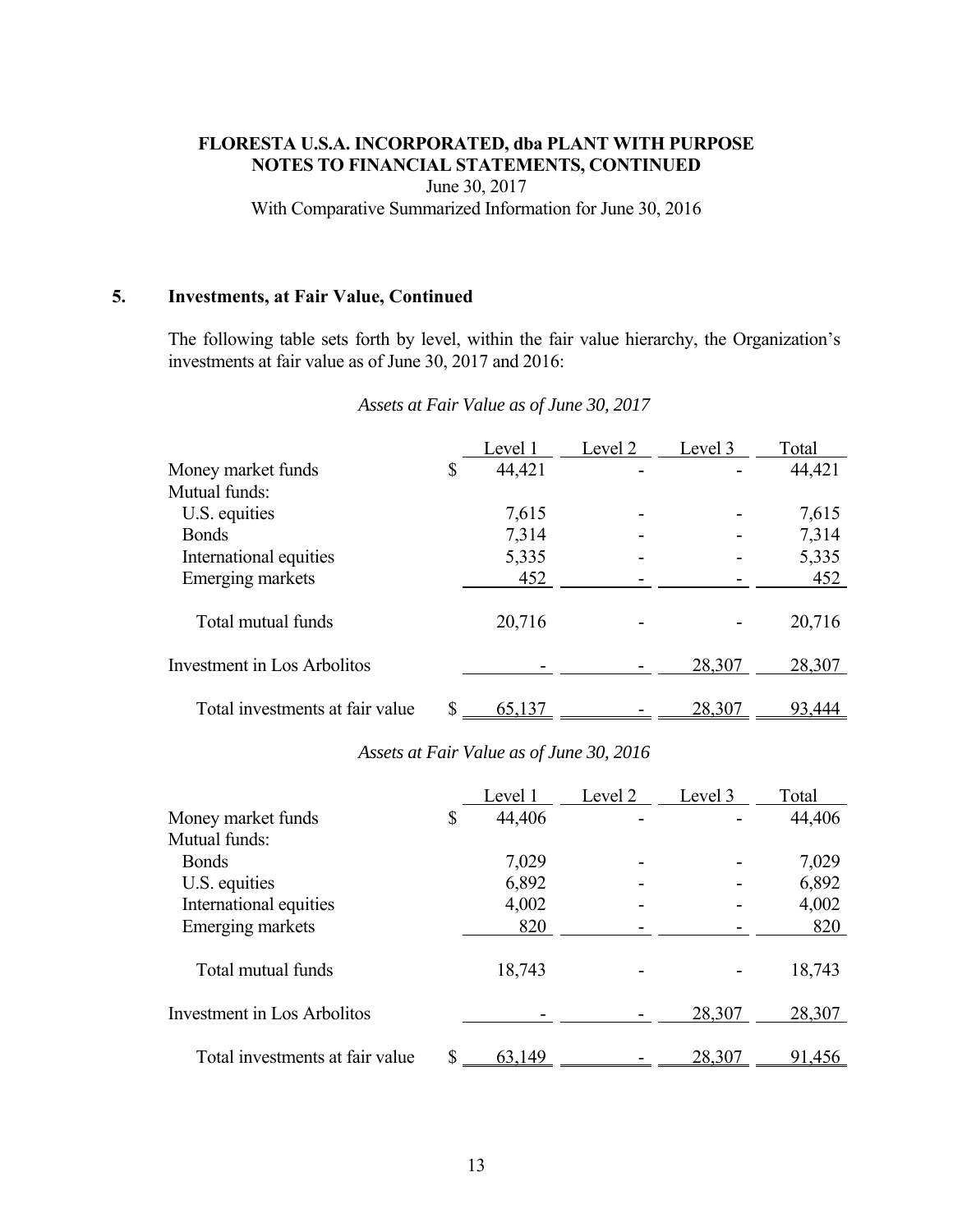**FLORESTA U.S.A. INCORPORATED, dba PLANT WITH PURPOSE**
**NOTES TO FINANCIAL STATEMENTS, CONTINUED**
June 30, 2017
With Comparative Summarized Information for June 30, 2016

## 5. Investments, at Fair Value, Continued

The following table sets forth by level, within the fair value hierarchy, the Organization's investments at fair value as of June 30, 2017 and 2016:

*Assets at Fair Value as of June 30, 2017*

| | Level 1 | Level 2 | Level 3 | Total |
|---|---|---|---|---|
| Money market funds | $ 44,421 | - | - | 44,421 |
| Mutual funds: | | | | |
| U.S. equities | 7,615 | - | - | 7,615 |
| Bonds | 7,314 | - | - | 7,314 |
| International equities | 5,335 | - | - | 5,335 |
| Emerging markets | 452 | - | - | 452 |
| Total mutual funds | 20,716 | - | - | 20,716 |
| Investment in Los Arbolitos | - | - | 28,307 | 28,307 |
| Total investments at fair value | $ 65,137 | - | 28,307 | 93,444 |

*Assets at Fair Value as of June 30, 2016*

| | Level 1 | Level 2 | Level 3 | Total |
|---|---|---|---|---|
| Money market funds | $ 44,406 | - | - | 44,406 |
| Mutual funds: | | | | |
| Bonds | 7,029 | - | - | 7,029 |
| U.S. equities | 6,892 | - | - | 6,892 |
| International equities | 4,002 | - | - | 4,002 |
| Emerging markets | 820 | - | - | 820 |
| Total mutual funds | 18,743 | - | - | 18,743 |
| Investment in Los Arbolitos | - | - | 28,307 | 28,307 |
| Total investments at fair value | $ 63,149 | - | 28,307 | 91,456 |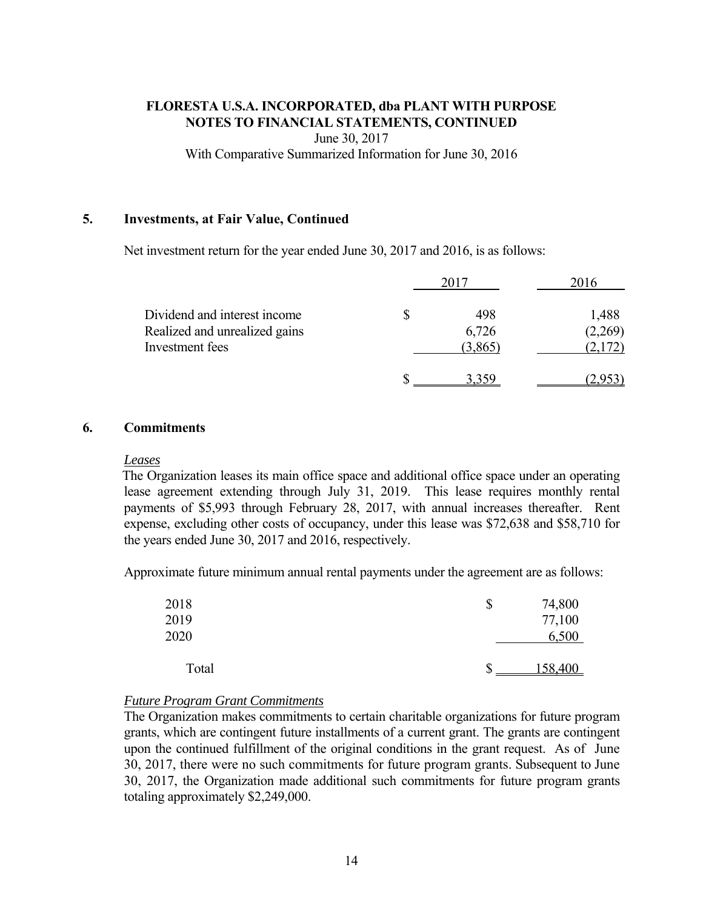**FLORESTA U.S.A. INCORPORATED, dba PLANT WITH PURPOSE**
**NOTES TO FINANCIAL STATEMENTS, CONTINUED**
June 30, 2017
With Comparative Summarized Information for June 30, 2016

## 5. Investments, at Fair Value, Continued

Net investment return for the year ended June 30, 2017 and 2016, is as follows:

| | 2017 | 2016 |
|---|---|---|
| Dividend and interest income | $ 498 | 1,488 |
| Realized and unrealized gains | 6,726 | (2,269) |
| Investment fees | (3,865) | (2,172) |
| | $ 3,359 | (2,953) |

## 6. Commitments

*Leases*

The Organization leases its main office space and additional office space under an operating lease agreement extending through July 31, 2019. This lease requires monthly rental payments of $5,993 through February 28, 2017, with annual increases thereafter. Rent expense, excluding other costs of occupancy, under this lease was $72,638 and $58,710 for the years ended June 30, 2017 and 2016, respectively.

Approximate future minimum annual rental payments under the agreement are as follows:

| | |
|---|---|
| 2018 | $ 74,800 |
| 2019 | 77,100 |
| 2020 | 6,500 |
| Total | $ 158,400 |

*Future Program Grant Commitments*

The Organization makes commitments to certain charitable organizations for future program grants, which are contingent future installments of a current grant. The grants are contingent upon the continued fulfillment of the original conditions in the grant request. As of June 30, 2017, there were no such commitments for future program grants. Subsequent to June 30, 2017, the Organization made additional such commitments for future program grants totaling approximately $2,249,000.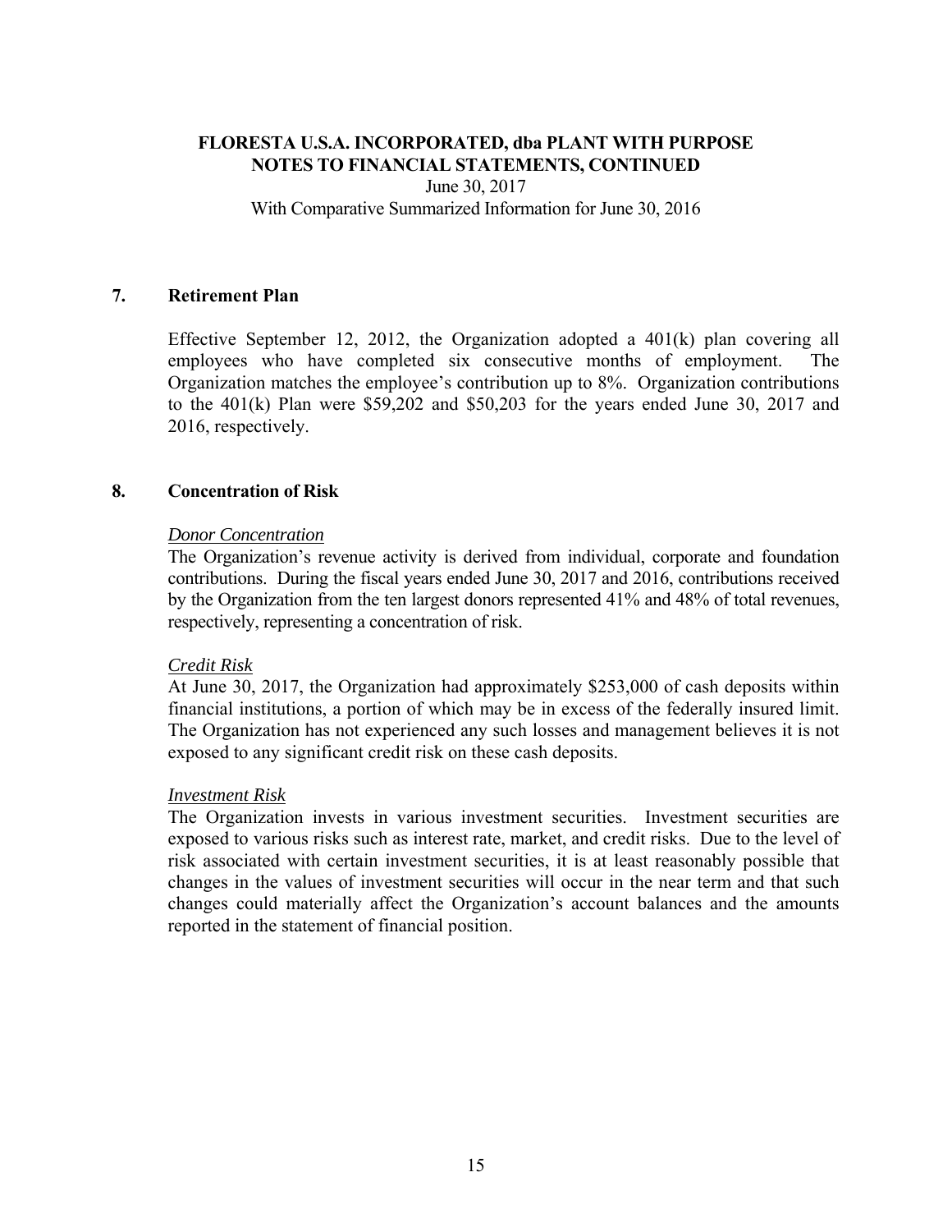## 7. Retirement Plan

Effective September 12, 2012, the Organization adopted a 401(k) plan covering all employees who have completed six consecutive months of employment. The Organization matches the employee's contribution up to 8%. Organization contributions to the 401(k) Plan were $59,202 and $50,203 for the years ended June 30, 2017 and 2016, respectively.

## 8. Concentration of Risk

*Donor Concentration*

The Organization's revenue activity is derived from individual, corporate and foundation contributions. During the fiscal years ended June 30, 2017 and 2016, contributions received by the Organization from the ten largest donors represented 41% and 48% of total revenues, respectively, representing a concentration of risk.

*Credit Risk*

At June 30, 2017, the Organization had approximately $253,000 of cash deposits within financial institutions, a portion of which may be in excess of the federally insured limit. The Organization has not experienced any such losses and management believes it is not exposed to any significant credit risk on these cash deposits.

*Investment Risk*

The Organization invests in various investment securities. Investment securities are exposed to various risks such as interest rate, market, and credit risks. Due to the level of risk associated with certain investment securities, it is at least reasonably possible that changes in the values of investment securities will occur in the near term and that such changes could materially affect the Organization's account balances and the amounts reported in the statement of financial position.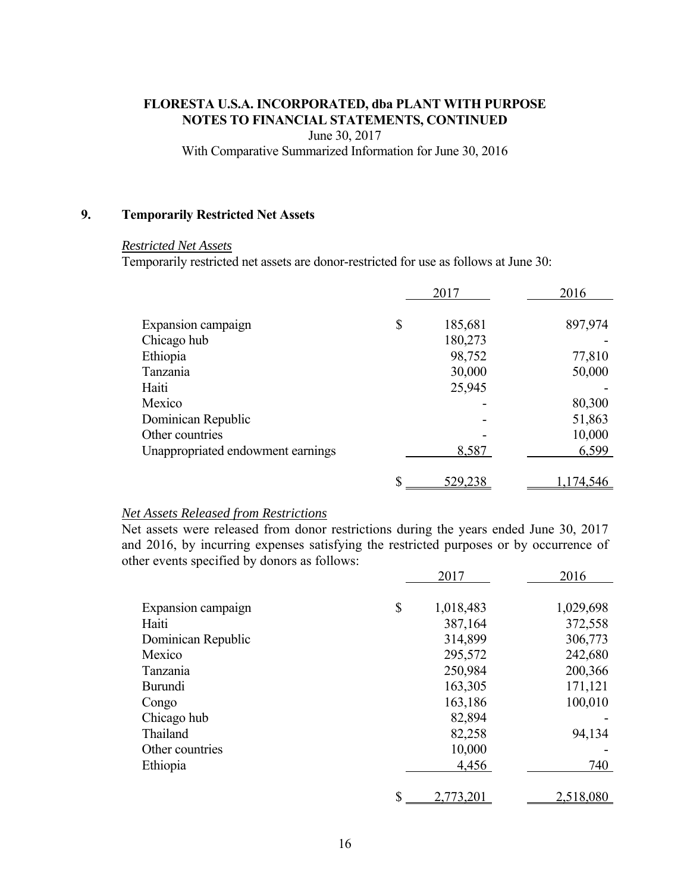## 9. Temporarily Restricted Net Assets

*Restricted Net Assets*

Temporarily restricted net assets are donor-restricted for use as follows at June 30:

| | 2017 | 2016 |
|---|---|---|
| Expansion campaign | $ 185,681 | 897,974 |
| Chicago hub | 180,273 | - |
| Ethiopia | 98,752 | 77,810 |
| Tanzania | 30,000 | 50,000 |
| Haiti | 25,945 | - |
| Mexico | - | 80,300 |
| Dominican Republic | - | 51,863 |
| Other countries | - | 10,000 |
| Unappropriated endowment earnings | 8,587 | 6,599 |
| | $ 529,238 | 1,174,546 |

*Net Assets Released from Restrictions*

Net assets were released from donor restrictions during the years ended June 30, 2017 and 2016, by incurring expenses satisfying the restricted purposes or by occurrence of other events specified by donors as follows:

| | 2017 | 2016 |
|---|---|---|
| Expansion campaign | $ 1,018,483 | 1,029,698 |
| Haiti | 387,164 | 372,558 |
| Dominican Republic | 314,899 | 306,773 |
| Mexico | 295,572 | 242,680 |
| Tanzania | 250,984 | 200,366 |
| Burundi | 163,305 | 171,121 |
| Congo | 163,186 | 100,010 |
| Chicago hub | 82,894 | - |
| Thailand | 82,258 | 94,134 |
| Other countries | 10,000 | - |
| Ethiopia | 4,456 | 740 |
| | $ 2,773,201 | 2,518,080 |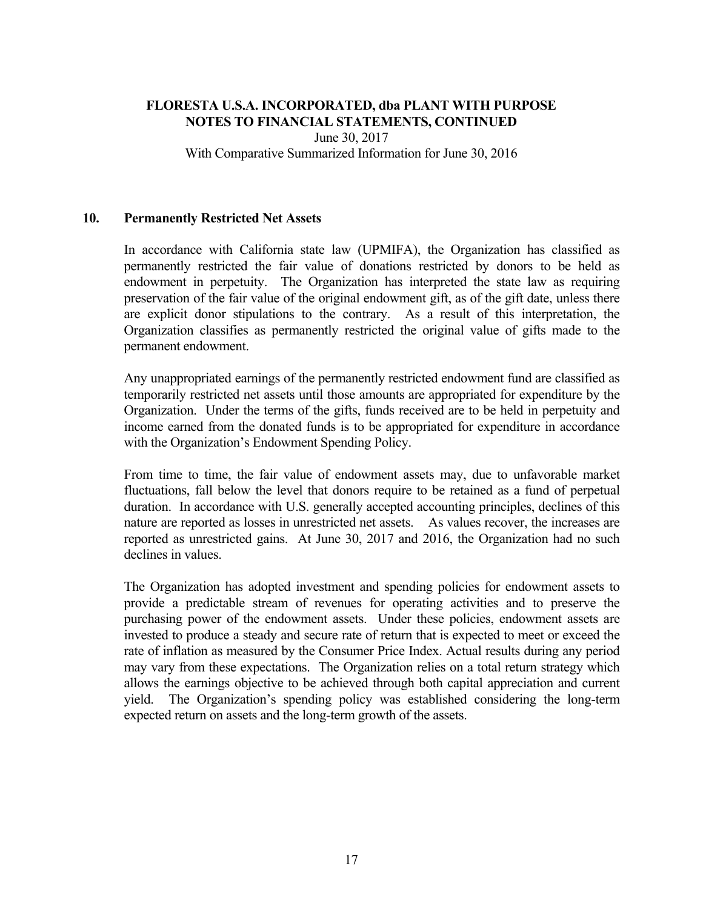## 10. Permanently Restricted Net Assets

In accordance with California state law (UPMIFA), the Organization has classified as permanently restricted the fair value of donations restricted by donors to be held as endowment in perpetuity. The Organization has interpreted the state law as requiring preservation of the fair value of the original endowment gift, as of the gift date, unless there are explicit donor stipulations to the contrary. As a result of this interpretation, the Organization classifies as permanently restricted the original value of gifts made to the permanent endowment.

Any unappropriated earnings of the permanently restricted endowment fund are classified as temporarily restricted net assets until those amounts are appropriated for expenditure by the Organization. Under the terms of the gifts, funds received are to be held in perpetuity and income earned from the donated funds is to be appropriated for expenditure in accordance with the Organization's Endowment Spending Policy.

From time to time, the fair value of endowment assets may, due to unfavorable market fluctuations, fall below the level that donors require to be retained as a fund of perpetual duration. In accordance with U.S. generally accepted accounting principles, declines of this nature are reported as losses in unrestricted net assets. As values recover, the increases are reported as unrestricted gains. At June 30, 2017 and 2016, the Organization had no such declines in values.

The Organization has adopted investment and spending policies for endowment assets to provide a predictable stream of revenues for operating activities and to preserve the purchasing power of the endowment assets. Under these policies, endowment assets are invested to produce a steady and secure rate of return that is expected to meet or exceed the rate of inflation as measured by the Consumer Price Index. Actual results during any period may vary from these expectations. The Organization relies on a total return strategy which allows the earnings objective to be achieved through both capital appreciation and current yield. The Organization's spending policy was established considering the long-term expected return on assets and the long-term growth of the assets.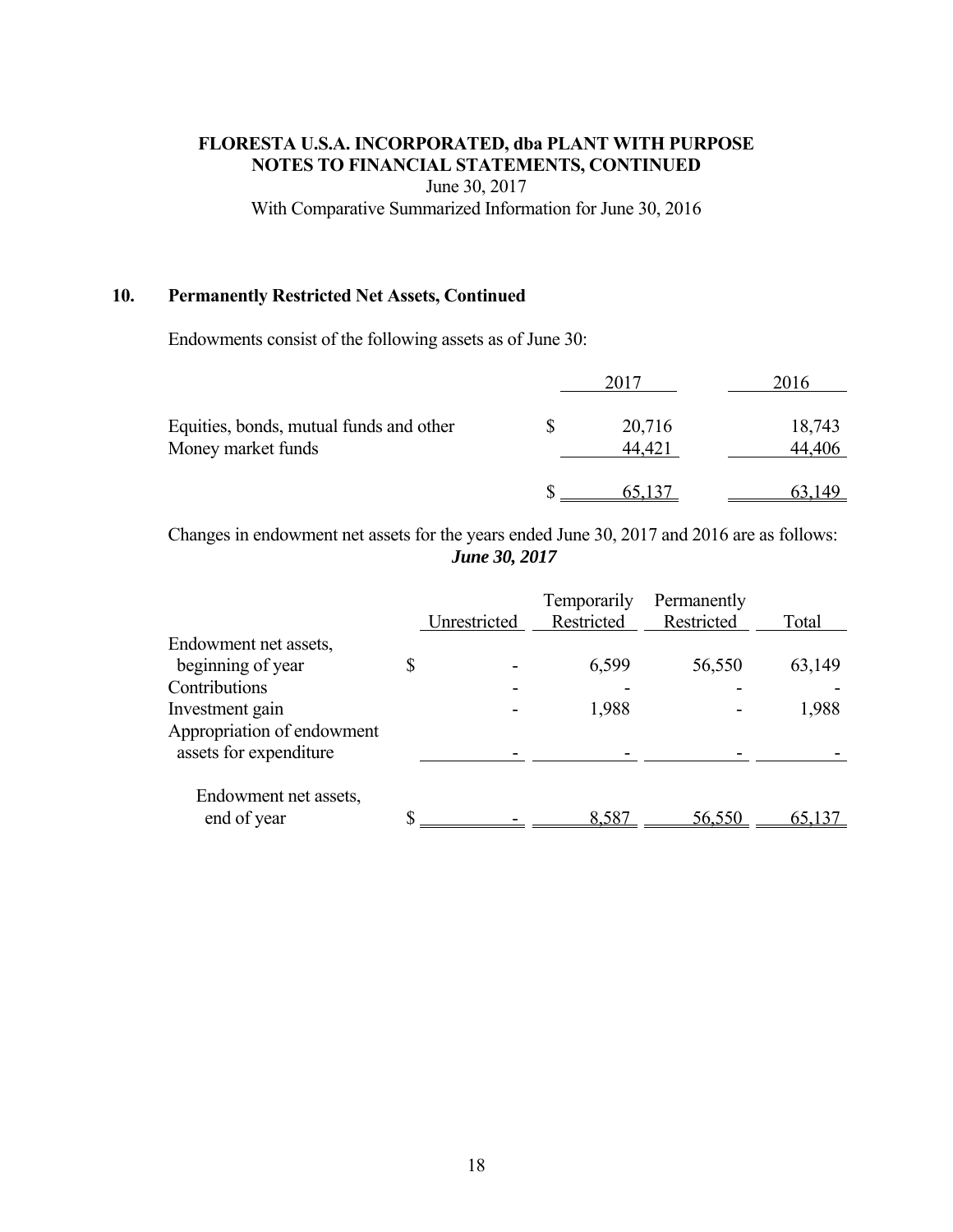# FLORESTA U.S.A. INCORPORATED, dba PLANT WITH PURPOSE
## NOTES TO FINANCIAL STATEMENTS, CONTINUED

June 30, 2017

With Comparative Summarized Information for June 30, 2016

### 10. Permanently Restricted Net Assets, Continued

Endowments consist of the following assets as of June 30:

| | 2017 | 2016 |
|---|---|---|
| Equities, bonds, mutual funds and other | $ 20,716 | 18,743 |
| Money market funds | 44,421 | 44,406 |
| | $ 65,137 | 63,149 |

Changes in endowment net assets for the years ended June 30, 2017 and 2016 are as follows:

***June 30, 2017***

| | Unrestricted | Temporarily Restricted | Permanently Restricted | Total |
|---|---|---|---|---|
| Endowment net assets, beginning of year | $ - | 6,599 | 56,550 | 63,149 |
| Contributions | - | - | - | - |
| Investment gain | - | 1,988 | - | 1,988 |
| Appropriation of endowment assets for expenditure | - | - | - | - |
| Endowment net assets, end of year | $ - | 8,587 | 56,550 | 65,137 |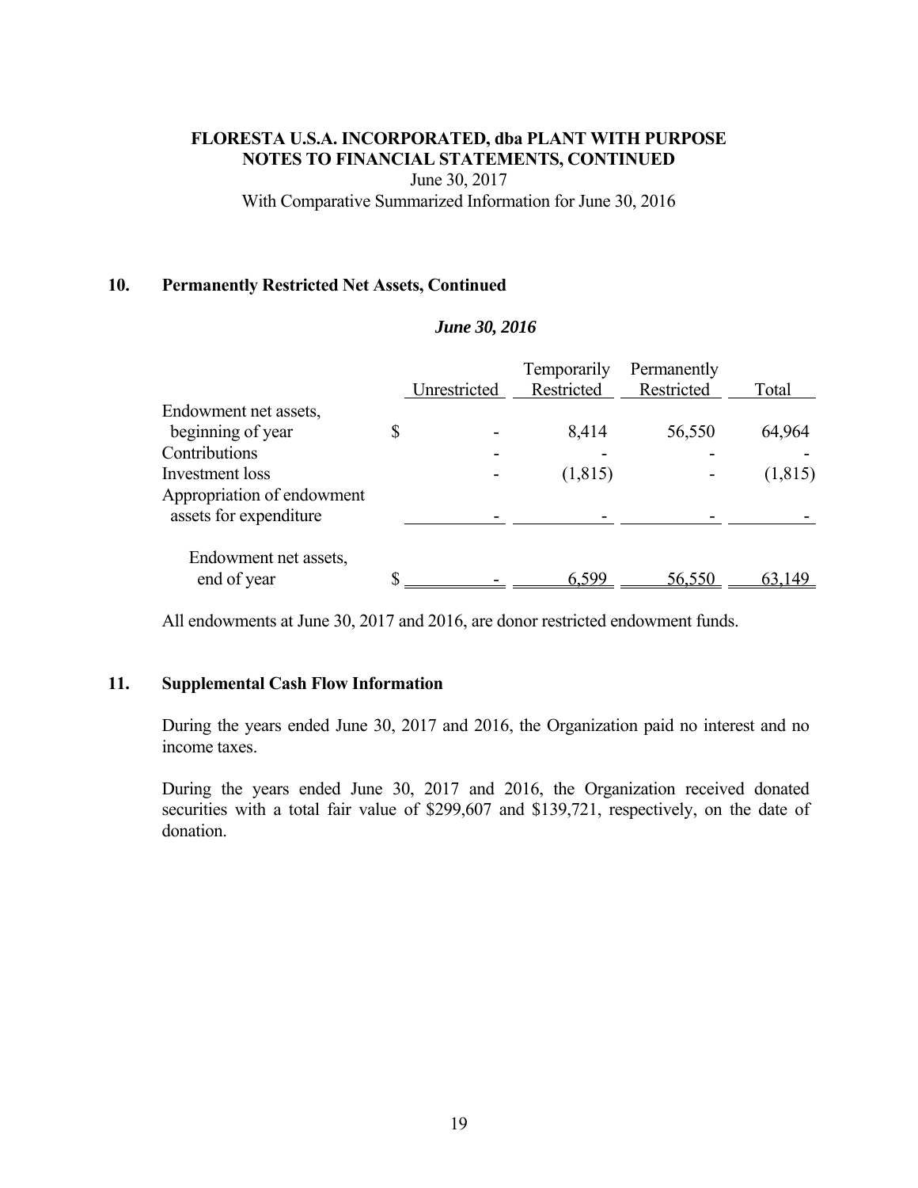## 10. Permanently Restricted Net Assets, Continued

***June 30, 2016***

| | Unrestricted | Temporarily Restricted | Permanently Restricted | Total |
|---|---|---|---|---|
| Endowment net assets, beginning of year | $ - | 8,414 | 56,550 | 64,964 |
| Contributions | - | - | - | - |
| Investment loss | - | (1,815) | - | (1,815) |
| Appropriation of endowment assets for expenditure | - | - | - | - |
| Endowment net assets, end of year | $ - | 6,599 | 56,550 | 63,149 |

All endowments at June 30, 2017 and 2016, are donor restricted endowment funds.

## 11. Supplemental Cash Flow Information

During the years ended June 30, 2017 and 2016, the Organization paid no interest and no income taxes.

During the years ended June 30, 2017 and 2016, the Organization received donated securities with a total fair value of $299,607 and $139,721, respectively, on the date of donation.